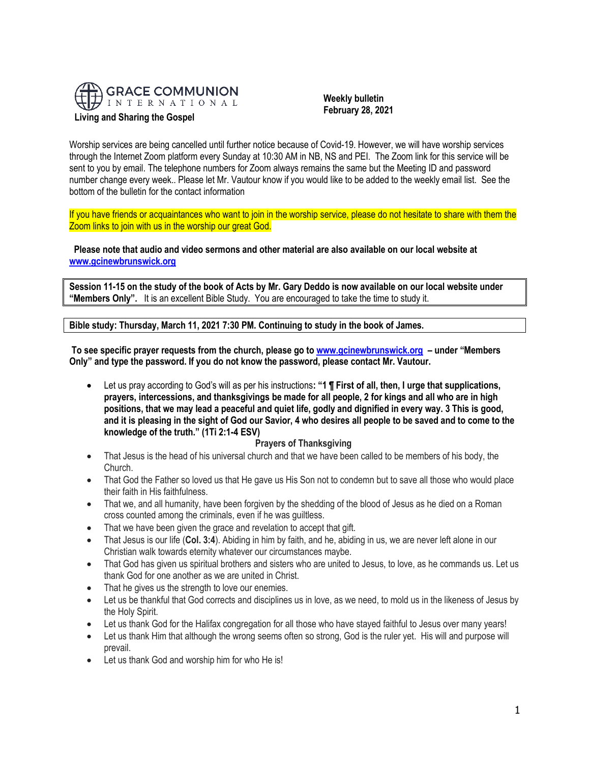GRACE COMMUNION INTERNATIONAL

**Living and Sharing the Gospel**

**Weekly bulletin**
**February 28, 2021**

Worship services are being cancelled until further notice because of Covid-19. However, we will have worship services through the Internet Zoom platform every Sunday at 10:30 AM in NB, NS and PEI. The Zoom link for this service will be sent to you by email. The telephone numbers for Zoom always remains the same but the Meeting ID and password number change every week.. Please let Mr. Vautour know if you would like to be added to the weekly email list. See the bottom of the bulletin for the contact information

If you have friends or acquaintances who want to join in the worship service, please do not hesitate to share with them the Zoom links to join with us in the worship our great God.

**Please note that audio and video sermons and other material are also available on our local website at [www.gcinewbrunswick.org](http://www.gcinewbrunswick.org)**

**Session 11-15 on the study of the book of Acts by Mr. Gary Deddo is now available on our local website under "Members Only".** It is an excellent Bible Study. You are encouraged to take the time to study it.

**Bible study: Thursday, March 11, 2021 7:30 PM. Continuing to study in the book of James.**

**To see specific prayer requests from the church, please go to [www.gcinewbrunswick.org](http://www.gcinewbrunswick.org) – under "Members Only" and type the password. If you do not know the password, please contact Mr. Vautour.**

- Let us pray according to God's will as per his instructions**: "1 ¶ First of all, then, I urge that supplications, prayers, intercessions, and thanksgivings be made for all people, 2 for kings and all who are in high positions, that we may lead a peaceful and quiet life, godly and dignified in every way. 3 This is good, and it is pleasing in the sight of God our Savior, 4 who desires all people to be saved and to come to the knowledge of the truth." (1Ti 2:1-4 ESV)**

**Prayers of Thanksgiving**

- That Jesus is the head of his universal church and that we have been called to be members of his body, the Church.
- That God the Father so loved us that He gave us His Son not to condemn but to save all those who would place their faith in His faithfulness.
- That we, and all humanity, have been forgiven by the shedding of the blood of Jesus as he died on a Roman cross counted among the criminals, even if he was guiltless.
- That we have been given the grace and revelation to accept that gift.
- That Jesus is our life (**Col. 3:4**). Abiding in him by faith, and he, abiding in us, we are never left alone in our Christian walk towards eternity whatever our circumstances maybe.
- That God has given us spiritual brothers and sisters who are united to Jesus, to love, as he commands us. Let us thank God for one another as we are united in Christ.
- That he gives us the strength to love our enemies.
- Let us be thankful that God corrects and disciplines us in love, as we need, to mold us in the likeness of Jesus by the Holy Spirit.
- Let us thank God for the Halifax congregation for all those who have stayed faithful to Jesus over many years!
- Let us thank Him that although the wrong seems often so strong, God is the ruler yet. His will and purpose will prevail.
- Let us thank God and worship him for who He is!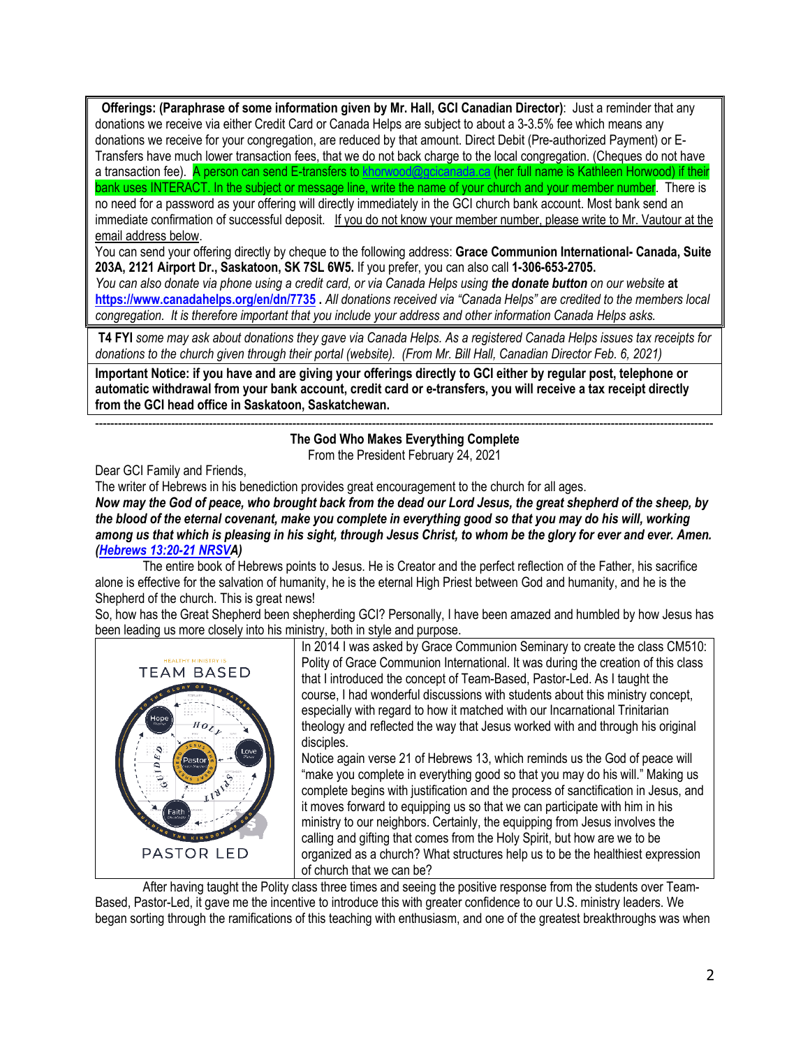**Offerings: (Paraphrase of some information given by Mr. Hall, GCI Canadian Director)**: Just a reminder that any donations we receive via either Credit Card or Canada Helps are subject to about a 3-3.5% fee which means any donations we receive for your congregation, are reduced by that amount. Direct Debit (Pre-authorized Payment) or E-Transfers have much lower transaction fees, that we do not back charge to the local congregation. (Cheques do not have a transaction fee). A person can send E-transfers to khorwood@gcicanada.ca (her full name is Kathleen Horwood) if their bank uses INTERACT. In the subject or message line, write the name of your church and your member number. There is no need for a password as your offering will directly immediately in the GCI church bank account. Most bank send an immediate confirmation of successful deposit. If you do not know your member number, please write to Mr. Vautour at the email address below.

You can send your offering directly by cheque to the following address: **Grace Communion International- Canada, Suite 203A, 2121 Airport Dr., Saskatoon, SK 7SL 6W5.** If you prefer, you can also call **1-306-653-2705.**

*You can also donate via phone using a credit card, or via Canada Helps using* ***the donate button*** *on our website* **at https://www.canadahelps.org/en/dn/7735** . *All donations received via "Canada Helps" are credited to the members local congregation. It is therefore important that you include your address and other information Canada Helps asks.*

**T4 FYI** *some may ask about donations they gave via Canada Helps. As a registered Canada Helps issues tax receipts for donations to the church given through their portal (website). (From Mr. Bill Hall, Canadian Director Feb. 6, 2021)*

**Important Notice: if you have and are giving your offerings directly to GCI either by regular post, telephone or automatic withdrawal from your bank account, credit card or e-transfers, you will receive a tax receipt directly from the GCI head office in Saskatoon, Saskatchewan.**

---

## The God Who Makes Everything Complete

From the President February 24, 2021

Dear GCI Family and Friends,

The writer of Hebrews in his benediction provides great encouragement to the church for all ages.

***Now may the God of peace, who brought back from the dead our Lord Jesus, the great shepherd of the sheep, by the blood of the eternal covenant, make you complete in everything good so that you may do his will, working among us that which is pleasing in his sight, through Jesus Christ, to whom be the glory for ever and ever. Amen. (Hebrews 13:20-21 NRSVA)***

The entire book of Hebrews points to Jesus. He is Creator and the perfect reflection of the Father, his sacrifice alone is effective for the salvation of humanity, he is the eternal High Priest between God and humanity, and he is the Shepherd of the church. This is great news!

So, how has the Great Shepherd been shepherding GCI? Personally, I have been amazed and humbled by how Jesus has been leading us more closely into his ministry, both in style and purpose.

In 2014 I was asked by Grace Communion Seminary to create the class CM510: Polity of Grace Communion International. It was during the creation of this class that I introduced the concept of Team-Based, Pastor-Led. As I taught the course, I had wonderful discussions with students about this ministry concept, especially with regard to how it matched with our Incarnational Trinitarian theology and reflected the way that Jesus worked with and through his original disciples.

Notice again verse 21 of Hebrews 13, which reminds us the God of peace will "make you complete in everything good so that you may do his will." Making us complete begins with justification and the process of sanctification in Jesus, and it moves forward to equipping us so that we can participate with him in his ministry to our neighbors. Certainly, the equipping from Jesus involves the calling and gifting that comes from the Holy Spirit, but how are we to be organized as a church? What structures help us to be the healthiest expression of church that we can be?

After having taught the Polity class three times and seeing the positive response from the students over Team-Based, Pastor-Led, it gave me the incentive to introduce this with greater confidence to our U.S. ministry leaders. We began sorting through the ramifications of this teaching with enthusiasm, and one of the greatest breakthroughs was when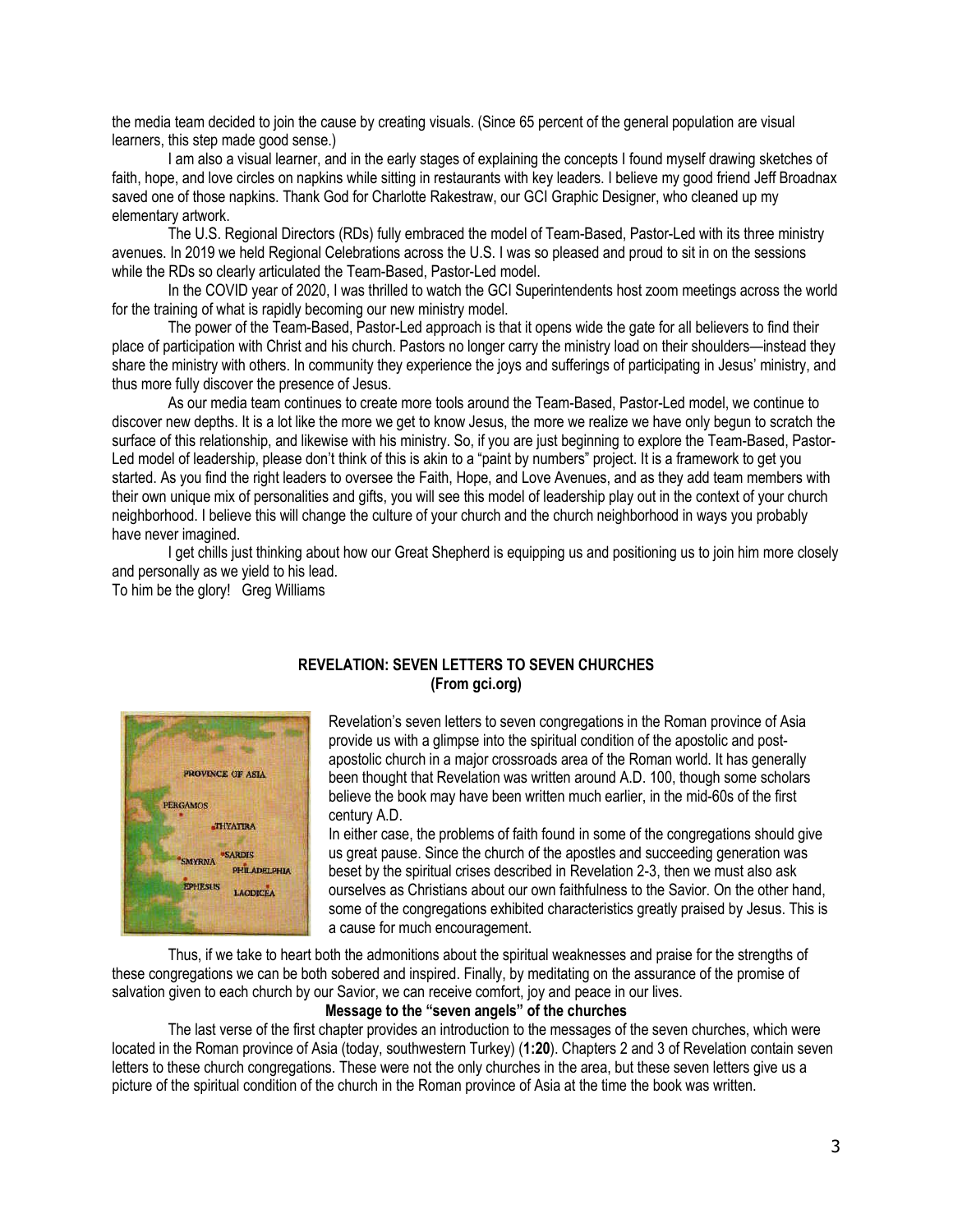the media team decided to join the cause by creating visuals. (Since 65 percent of the general population are visual learners, this step made good sense.)

I am also a visual learner, and in the early stages of explaining the concepts I found myself drawing sketches of faith, hope, and love circles on napkins while sitting in restaurants with key leaders. I believe my good friend Jeff Broadnax saved one of those napkins. Thank God for Charlotte Rakestraw, our GCI Graphic Designer, who cleaned up my elementary artwork.

The U.S. Regional Directors (RDs) fully embraced the model of Team-Based, Pastor-Led with its three ministry avenues. In 2019 we held Regional Celebrations across the U.S. I was so pleased and proud to sit in on the sessions while the RDs so clearly articulated the Team-Based, Pastor-Led model.

In the COVID year of 2020, I was thrilled to watch the GCI Superintendents host zoom meetings across the world for the training of what is rapidly becoming our new ministry model.

The power of the Team-Based, Pastor-Led approach is that it opens wide the gate for all believers to find their place of participation with Christ and his church. Pastors no longer carry the ministry load on their shoulders—instead they share the ministry with others. In community they experience the joys and sufferings of participating in Jesus' ministry, and thus more fully discover the presence of Jesus.

As our media team continues to create more tools around the Team-Based, Pastor-Led model, we continue to discover new depths. It is a lot like the more we get to know Jesus, the more we realize we have only begun to scratch the surface of this relationship, and likewise with his ministry. So, if you are just beginning to explore the Team-Based, Pastor-Led model of leadership, please don't think of this is akin to a "paint by numbers" project. It is a framework to get you started. As you find the right leaders to oversee the Faith, Hope, and Love Avenues, and as they add team members with their own unique mix of personalities and gifts, you will see this model of leadership play out in the context of your church neighborhood. I believe this will change the culture of your church and the church neighborhood in ways you probably have never imagined.

I get chills just thinking about how our Great Shepherd is equipping us and positioning us to join him more closely and personally as we yield to his lead.

To him be the glory! Greg Williams

## REVELATION: SEVEN LETTERS TO SEVEN CHURCHES
**(From gci.org)**

PROVINCE OF ASIA
PERGAMOS
THYATIRA
SARDIS
SMYRNA
PHILADELPHIA
EPHESUS
LAODICEA

Revelation's seven letters to seven congregations in the Roman province of Asia provide us with a glimpse into the spiritual condition of the apostolic and post-apostolic church in a major crossroads area of the Roman world. It has generally been thought that Revelation was written around A.D. 100, though some scholars believe the book may have been written much earlier, in the mid-60s of the first century A.D.

In either case, the problems of faith found in some of the congregations should give us great pause. Since the church of the apostles and succeeding generation was beset by the spiritual crises described in Revelation 2-3, then we must also ask ourselves as Christians about our own faithfulness to the Savior. On the other hand, some of the congregations exhibited characteristics greatly praised by Jesus. This is a cause for much encouragement.

Thus, if we take to heart both the admonitions about the spiritual weaknesses and praise for the strengths of these congregations we can be both sobered and inspired. Finally, by meditating on the assurance of the promise of salvation given to each church by our Savior, we can receive comfort, joy and peace in our lives.

### Message to the "seven angels" of the churches

The last verse of the first chapter provides an introduction to the messages of the seven churches, which were located in the Roman province of Asia (today, southwestern Turkey) (**1:20**). Chapters 2 and 3 of Revelation contain seven letters to these church congregations. These were not the only churches in the area, but these seven letters give us a picture of the spiritual condition of the church in the Roman province of Asia at the time the book was written.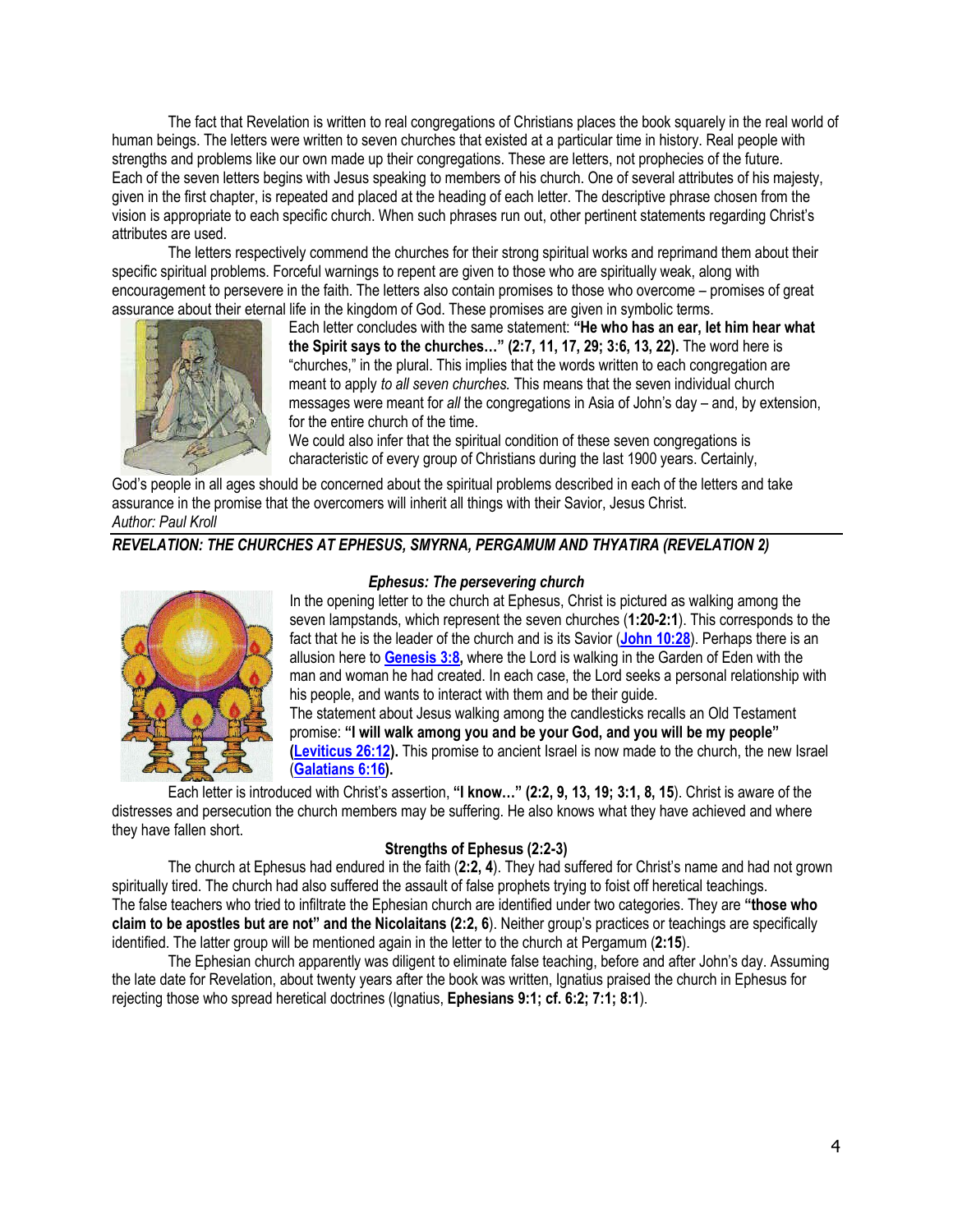The fact that Revelation is written to real congregations of Christians places the book squarely in the real world of human beings. The letters were written to seven churches that existed at a particular time in history. Real people with strengths and problems like our own made up their congregations. These are letters, not prophecies of the future.
Each of the seven letters begins with Jesus speaking to members of his church. One of several attributes of his majesty, given in the first chapter, is repeated and placed at the heading of each letter. The descriptive phrase chosen from the vision is appropriate to each specific church. When such phrases run out, other pertinent statements regarding Christ's attributes are used.

The letters respectively commend the churches for their strong spiritual works and reprimand them about their specific spiritual problems. Forceful warnings to repent are given to those who are spiritually weak, along with encouragement to persevere in the faith. The letters also contain promises to those who overcome – promises of great assurance about their eternal life in the kingdom of God. These promises are given in symbolic terms.

Each letter concludes with the same statement: **"He who has an ear, let him hear what the Spirit says to the churches…" (2:7, 11, 17, 29; 3:6, 13, 22).** The word here is "churches," in the plural. This implies that the words written to each congregation are meant to apply *to all seven churches.* This means that the seven individual church messages were meant for *all* the congregations in Asia of John's day – and, by extension, for the entire church of the time.
We could also infer that the spiritual condition of these seven congregations is characteristic of every group of Christians during the last 1900 years. Certainly, God's people in all ages should be concerned about the spiritual problems described in each of the letters and take assurance in the promise that the overcomers will inherit all things with their Savior, Jesus Christ.
*Author: Paul Kroll*

### *REVELATION: THE CHURCHES AT EPHESUS, SMYRNA, PERGAMUM AND THYATIRA (REVELATION 2)*

#### *Ephesus: The persevering church*

In the opening letter to the church at Ephesus, Christ is pictured as walking among the seven lampstands, which represent the seven churches (**1:20-2:1**). This corresponds to the fact that he is the leader of the church and is its Savior (**John 10:28**). Perhaps there is an allusion here to **Genesis 3:8,** where the Lord is walking in the Garden of Eden with the man and woman he had created. In each case, the Lord seeks a personal relationship with his people, and wants to interact with them and be their guide.
The statement about Jesus walking among the candlesticks recalls an Old Testament promise: **"I will walk among you and be your God, and you will be my people" (Leviticus 26:12).** This promise to ancient Israel is now made to the church, the new Israel (**Galatians 6:16**).

Each letter is introduced with Christ's assertion, **"I know…" (2:2, 9, 13, 19; 3:1, 8, 15**). Christ is aware of the distresses and persecution the church members may be suffering. He also knows what they have achieved and where they have fallen short.

#### Strengths of Ephesus (2:2-3)

The church at Ephesus had endured in the faith (**2:2, 4**). They had suffered for Christ's name and had not grown spiritually tired. The church had also suffered the assault of false prophets trying to foist off heretical teachings.
The false teachers who tried to infiltrate the Ephesian church are identified under two categories. They are **"those who claim to be apostles but are not" and the Nicolaitans (2:2, 6**). Neither group's practices or teachings are specifically identified. The latter group will be mentioned again in the letter to the church at Pergamum (**2:15**).

The Ephesian church apparently was diligent to eliminate false teaching, before and after John's day. Assuming the late date for Revelation, about twenty years after the book was written, Ignatius praised the church in Ephesus for rejecting those who spread heretical doctrines (Ignatius, **Ephesians 9:1; cf. 6:2; 7:1; 8:1**).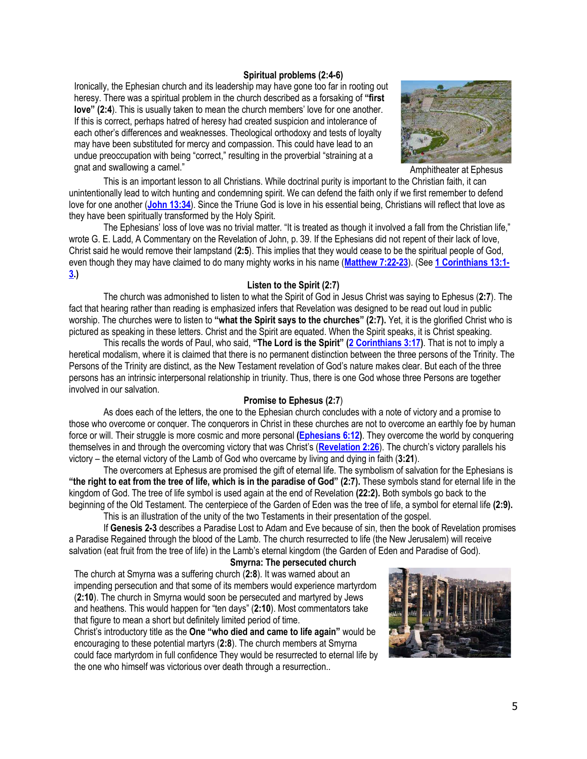### Spiritual problems (2:4-6)

Ironically, the Ephesian church and its leadership may have gone too far in rooting out heresy. There was a spiritual problem in the church described as a forsaking of **"first love" (2:4)**. This is usually taken to mean the church members' love for one another. If this is correct, perhaps hatred of heresy had created suspicion and intolerance of each other's differences and weaknesses. Theological orthodoxy and tests of loyalty may have been substituted for mercy and compassion. This could have lead to an undue preoccupation with being "correct," resulting in the proverbial "straining at a gnat and swallowing a camel."

Amphitheater at Ephesus

This is an important lesson to all Christians. While doctrinal purity is important to the Christian faith, it can unintentionally lead to witch hunting and condemning spirit. We can defend the faith only if we first remember to defend love for one another (**John 13:34**). Since the Triune God is love in his essential being, Christians will reflect that love as they have been spiritually transformed by the Holy Spirit.

The Ephesians' loss of love was no trivial matter. "It is treated as though it involved a fall from the Christian life," wrote G. E. Ladd, A Commentary on the Revelation of John, p. 39. If the Ephesians did not repent of their lack of love, Christ said he would remove their lampstand (**2:5**). This implies that they would cease to be the spiritual people of God, even though they may have claimed to do many mighty works in his name (**Matthew 7:22-23**). (See **1 Corinthians 13:1-3.)**

### Listen to the Spirit (2:7)

The church was admonished to listen to what the Spirit of God in Jesus Christ was saying to Ephesus (**2:7**). The fact that hearing rather than reading is emphasized infers that Revelation was designed to be read out loud in public worship. The churches were to listen to **"what the Spirit says to the churches" (2:7).** Yet, it is the glorified Christ who is pictured as speaking in these letters. Christ and the Spirit are equated. When the Spirit speaks, it is Christ speaking.

This recalls the words of Paul, who said, **"The Lord is the Spirit" (2 Corinthians 3:17)**. That is not to imply a heretical modalism, where it is claimed that there is no permanent distinction between the three persons of the Trinity. The Persons of the Trinity are distinct, as the New Testament revelation of God's nature makes clear. But each of the three persons has an intrinsic interpersonal relationship in triunity. Thus, there is one God whose three Persons are together involved in our salvation.

### Promise to Ephesus (2:7)

As does each of the letters, the one to the Ephesian church concludes with a note of victory and a promise to those who overcome or conquer. The conquerors in Christ in these churches are not to overcome an earthly foe by human force or will. Their struggle is more cosmic and more personal (**Ephesians 6:12**). They overcome the world by conquering themselves in and through the overcoming victory that was Christ's (**Revelation 2:26**). The church's victory parallels his victory – the eternal victory of the Lamb of God who overcame by living and dying in faith (**3:21**).

The overcomers at Ephesus are promised the gift of eternal life. The symbolism of salvation for the Ephesians is **"the right to eat from the tree of life, which is in the paradise of God" (2:7).** These symbols stand for eternal life in the kingdom of God. The tree of life symbol is used again at the end of Revelation **(22:2).** Both symbols go back to the beginning of the Old Testament. The centerpiece of the Garden of Eden was the tree of life, a symbol for eternal life **(2:9).**

This is an illustration of the unity of the two Testaments in their presentation of the gospel.

If **Genesis 2-3** describes a Paradise Lost to Adam and Eve because of sin, then the book of Revelation promises a Paradise Regained through the blood of the Lamb. The church resurrected to life (the New Jerusalem) will receive salvation (eat fruit from the tree of life) in the Lamb's eternal kingdom (the Garden of Eden and Paradise of God).

### Smyrna: The persecuted church

The church at Smyrna was a suffering church (**2:8**). It was warned about an impending persecution and that some of its members would experience martyrdom (**2:10**). The church in Smyrna would soon be persecuted and martyred by Jews and heathens. This would happen for "ten days" (**2:10**). Most commentators take that figure to mean a short but definitely limited period of time.

Christ's introductory title as the **One "who died and came to life again"** would be encouraging to these potential martyrs (**2:8**). The church members at Smyrna could face martyrdom in full confidence They would be resurrected to eternal life by the one who himself was victorious over death through a resurrection..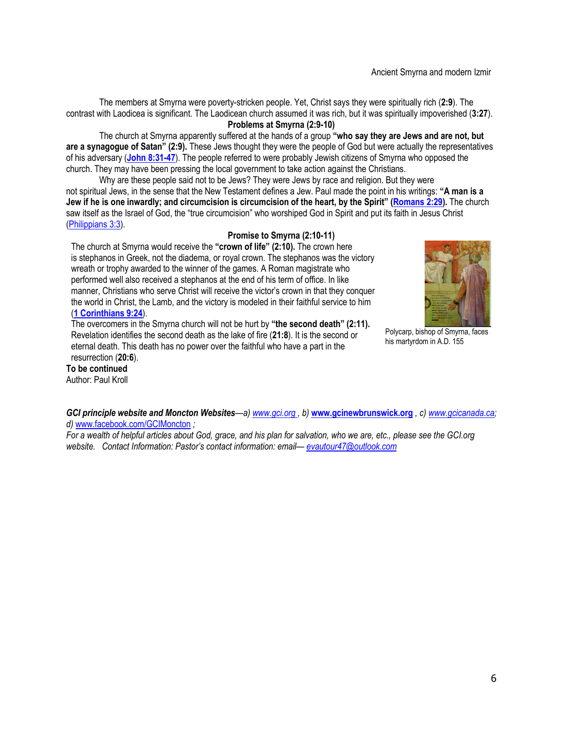Ancient Smyrna and modern Izmir

The members at Smyrna were poverty-stricken people. Yet, Christ says they were spiritually rich (**2:9**). The contrast with Laodicea is significant. The Laodicean church assumed it was rich, but it was spiritually impoverished (**3:27**).

### Problems at Smyrna (2:9-10)

The church at Smyrna apparently suffered at the hands of a group **"who say they are Jews and are not, but are a synagogue of Satan" (2:9).** These Jews thought they were the people of God but were actually the representatives of his adversary (**John 8:31-47**). The people referred to were probably Jewish citizens of Smyrna who opposed the church. They may have been pressing the local government to take action against the Christians.

Why are these people said not to be Jews? They were Jews by race and religion. But they were not spiritual Jews, in the sense that the New Testament defines a Jew. Paul made the point in his writings: **"A man is a Jew if he is one inwardly; and circumcision is circumcision of the heart, by the Spirit" (Romans 2:29).** The church saw itself as the Israel of God, the "true circumcision" who worshiped God in Spirit and put its faith in Jesus Christ (Philippians 3:3).

### Promise to Smyrna (2:10-11)

The church at Smyrna would receive the **"crown of life" (2:10).** The crown here is stephanos in Greek, not the diadema, or royal crown. The stephanos was the victory wreath or trophy awarded to the winner of the games. A Roman magistrate who performed well also received a stephanos at the end of his term of office. In like manner, Christians who serve Christ will receive the victor's crown in that they conquer the world in Christ, the Lamb, and the victory is modeled in their faithful service to him (**1 Corinthians 9:24**).

The overcomers in the Smyrna church will not be hurt by **"the second death" (2:11).** Revelation identifies the second death as the lake of fire (**21:8**). It is the second or eternal death. This death has no power over the faithful who have a part in the resurrection (**20:6**).

Polycarp, bishop of Smyrna, faces his martyrdom in A.D. 155

**To be continued**

Author: Paul Kroll

***GCI principle website and Moncton Websites****—a) www.gci.org , b)* **www.gcinewbrunswick.org** *, c) www.gcicanada.ca; d)* www.facebook.com/GCIMoncton *;*

*For a wealth of helpful articles about God, grace, and his plan for salvation, who we are, etc., please see the GCI.org website. Contact Information: Pastor's contact information: email— evautour47@outlook.com*